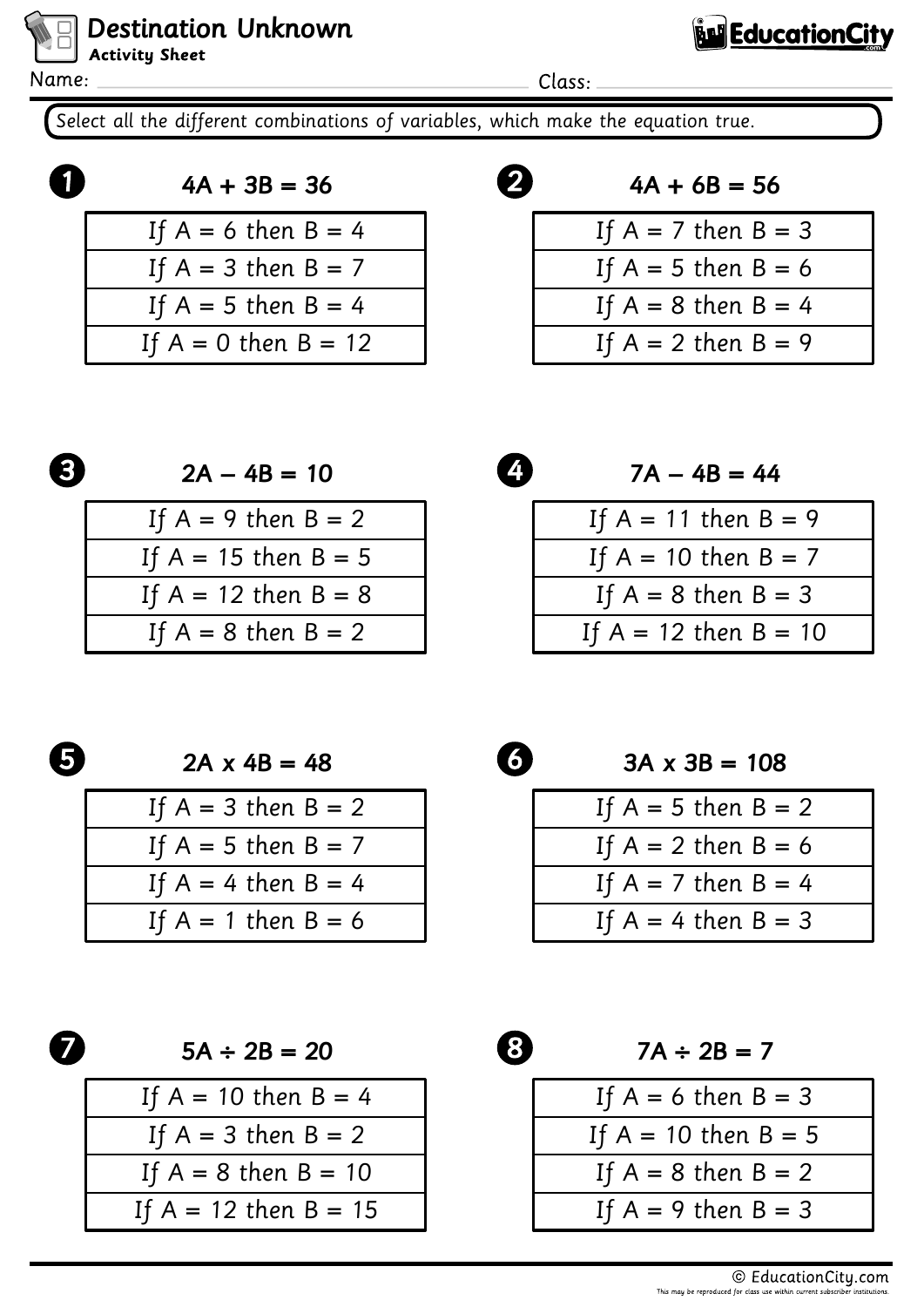# Destination Unknown

**Activity Sheet**

Name: ______________________ Class: ______________________

Select all the different combinations of variables, which make the equation true.

**1** $4A + 3B = 36$

| |
|---|
| If A = 6 then B = 4 |
| If A = 3 then B = 7 |
| If A = 5 then B = 4 |
| If A = 0 then B = 12 |

**2** $4A + 6B = 56$

| |
|---|
| If A = 7 then B = 3 |
| If A = 5 then B = 6 |
| If A = 8 then B = 4 |
| If A = 2 then B = 9 |

**3** $2A – 4B = 10$

| |
|---|
| If A = 9 then B = 2 |
| If A = 15 then B = 5 |
| If A = 12 then B = 8 |
| If A = 8 then B = 2 |

**4** $7A – 4B = 44$

| |
|---|
| If A = 11 then B = 9 |
| If A = 10 then B = 7 |
| If A = 8 then B = 3 |
| If A = 12 then B = 10 |

**5** $2A \times 4B = 48$

| |
|---|
| If A = 3 then B = 2 |
| If A = 5 then B = 7 |
| If A = 4 then B = 4 |
| If A = 1 then B = 6 |

**6** $3A \times 3B = 108$

| |
|---|
| If A = 5 then B = 2 |
| If A = 2 then B = 6 |
| If A = 7 then B = 4 |
| If A = 4 then B = 3 |

**7** $5A \div 2B = 20$

| |
|---|
| If A = 10 then B = 4 |
| If A = 3 then B = 2 |
| If A = 8 then B = 10 |
| If A = 12 then B = 15 |

**8** $7A \div 2B = 7$

| |
|---|
| If A = 6 then B = 3 |
| If A = 10 then B = 5 |
| If A = 8 then B = 2 |
| If A = 9 then B = 3 |

© EducationCity.com

This may be reproduced for class use within current subscriber institutions.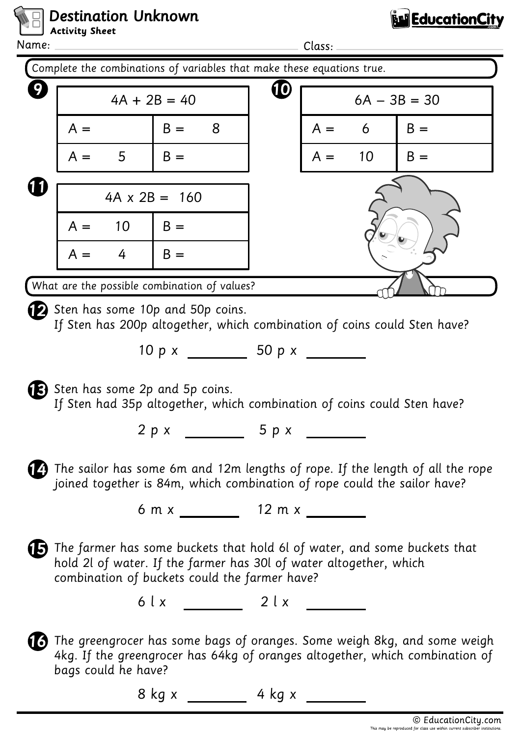# Destination Unknown

**Activity Sheet**

Name: ______________________ Class: ______________

Complete the combinations of variables that make these equations true.

**9**

| $4A + 2B = 40$ | |
|---|---|
| A = | B = 8 |
| A = 5 | B = |

**10**

| $6A - 3B = 30$ | |
|---|---|
| A = 6 | B = |
| A = 10 | B = |

**11**

| $4A \times 2B = 160$ | |
|---|---|
| A = 10 | B = |
| A = 4 | B = |

What are the possible combination of values?

**12** Sten has some 10p and 50p coins.
If Sten has 200p altogether, which combination of coins could Sten have?

10 p x ________ 50 p x ________

**13** Sten has some 2p and 5p coins.
If Sten had 35p altogether, which combination of coins could Sten have?

2 p x ________ 5 p x ________

**14** The sailor has some 6m and 12m lengths of rope. If the length of all the rope joined together is 84m, which combination of rope could the sailor have?

6 m x ________ 12 m x ________

**15** The farmer has some buckets that hold 6l of water, and some buckets that hold 2l of water. If the farmer has 30l of water altogether, which combination of buckets could the farmer have?

6 l x ________ 2 l x ________

**16** The greengrocer has some bags of oranges. Some weigh 8kg, and some weigh 4kg. If the greengrocer has 64kg of oranges altogether, which combination of bags could he have?

8 kg x ________ 4 kg x ________